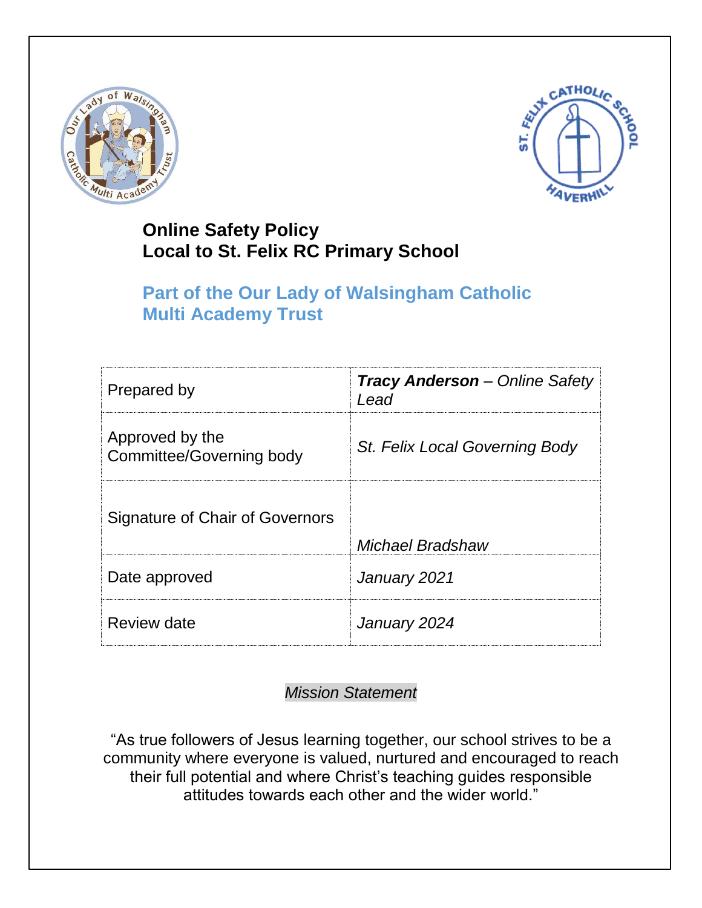# Online Safety Policy
# Local to St. Felix RC Primary School

## Part of the Our Lady of Walsingham Catholic Multi Academy Trust

| | |
|---|---|
| Prepared by | ***Tracy Anderson** – Online Safety Lead* |
| Approved by the Committee/Governing body | *St. Felix Local Governing Body* |
| Signature of Chair of Governors | *Michael Bradshaw* |
| Date approved | *January 2021* |
| Review date | *January 2024* |

*Mission Statement*

"As true followers of Jesus learning together, our school strives to be a community where everyone is valued, nurtured and encouraged to reach their full potential and where Christ's teaching guides responsible attitudes towards each other and the wider world."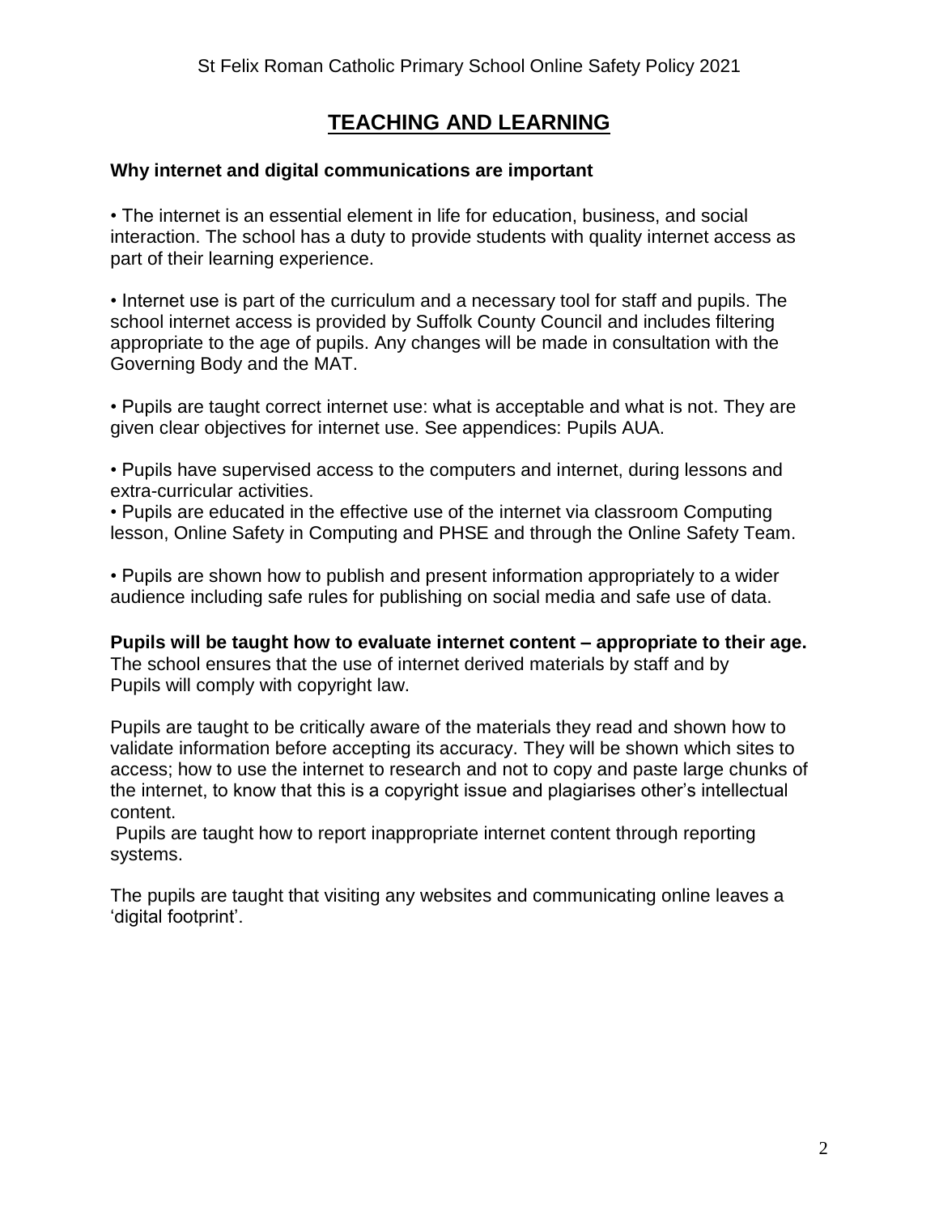# TEACHING AND LEARNING

**Why internet and digital communications are important**

• The internet is an essential element in life for education, business, and social interaction. The school has a duty to provide students with quality internet access as part of their learning experience.

• Internet use is part of the curriculum and a necessary tool for staff and pupils. The school internet access is provided by Suffolk County Council and includes filtering appropriate to the age of pupils. Any changes will be made in consultation with the Governing Body and the MAT.

• Pupils are taught correct internet use: what is acceptable and what is not. They are given clear objectives for internet use. See appendices: Pupils AUA.

• Pupils have supervised access to the computers and internet, during lessons and extra-curricular activities.

• Pupils are educated in the effective use of the internet via classroom Computing lesson, Online Safety in Computing and PHSE and through the Online Safety Team.

• Pupils are shown how to publish and present information appropriately to a wider audience including safe rules for publishing on social media and safe use of data.

**Pupils will be taught how to evaluate internet content – appropriate to their age.**
The school ensures that the use of internet derived materials by staff and by Pupils will comply with copyright law.

Pupils are taught to be critically aware of the materials they read and shown how to validate information before accepting its accuracy. They will be shown which sites to access; how to use the internet to research and not to copy and paste large chunks of the internet, to know that this is a copyright issue and plagiarises other's intellectual content.

Pupils are taught how to report inappropriate internet content through reporting systems.

The pupils are taught that visiting any websites and communicating online leaves a 'digital footprint'.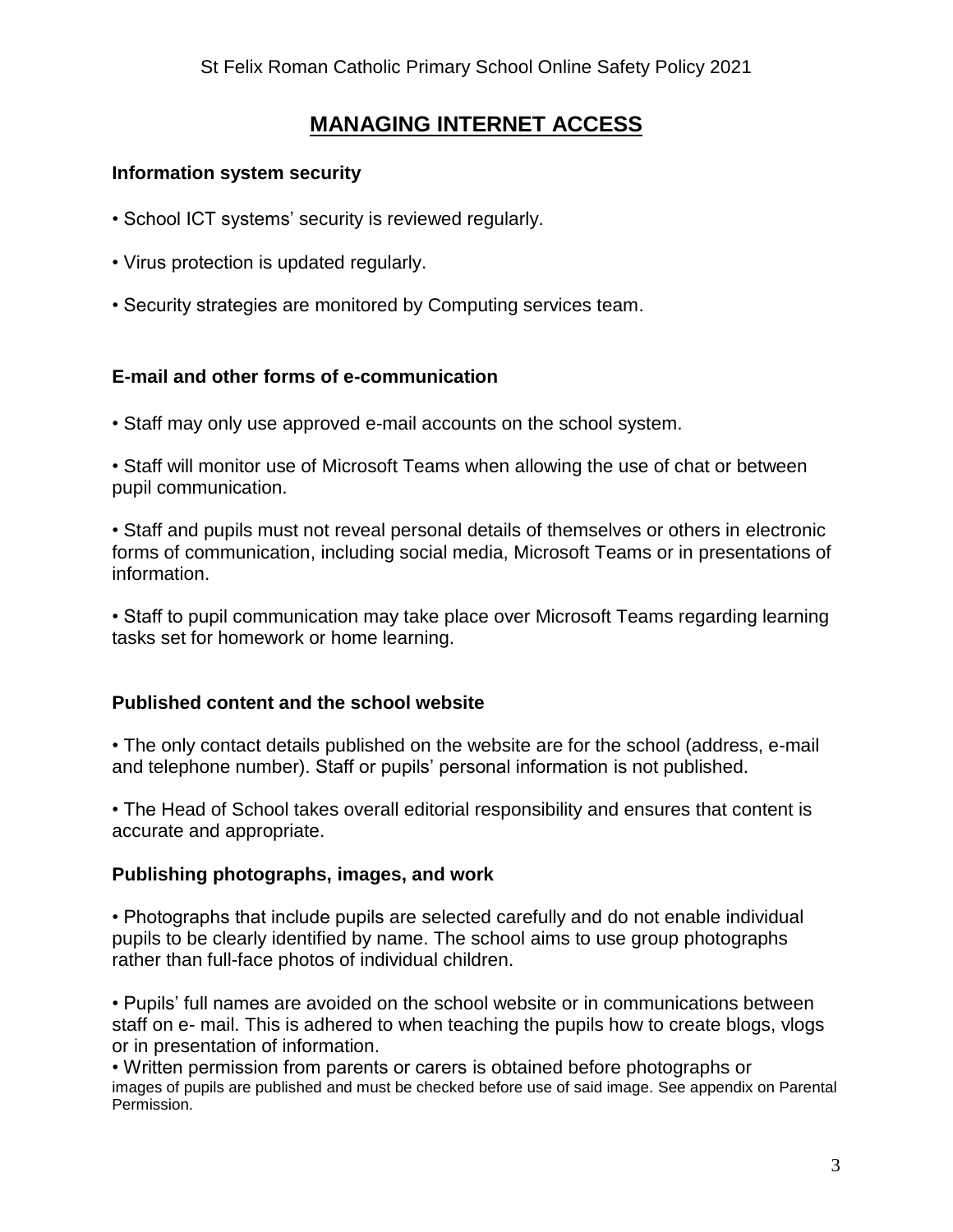# MANAGING INTERNET ACCESS

### Information system security

- School ICT systems' security is reviewed regularly.
- Virus protection is updated regularly.
- Security strategies are monitored by Computing services team.

### E-mail and other forms of e-communication

- Staff may only use approved e-mail accounts on the school system.
- Staff will monitor use of Microsoft Teams when allowing the use of chat or between pupil communication.
- Staff and pupils must not reveal personal details of themselves or others in electronic forms of communication, including social media, Microsoft Teams or in presentations of information.
- Staff to pupil communication may take place over Microsoft Teams regarding learning tasks set for homework or home learning.

### Published content and the school website

- The only contact details published on the website are for the school (address, e-mail and telephone number). Staff or pupils' personal information is not published.
- The Head of School takes overall editorial responsibility and ensures that content is accurate and appropriate.

### Publishing photographs, images, and work

- Photographs that include pupils are selected carefully and do not enable individual pupils to be clearly identified by name. The school aims to use group photographs rather than full-face photos of individual children.
- Pupils' full names are avoided on the school website or in communications between staff on e- mail. This is adhered to when teaching the pupils how to create blogs, vlogs or in presentation of information.
- Written permission from parents or carers is obtained before photographs or images of pupils are published and must be checked before use of said image. See appendix on Parental Permission.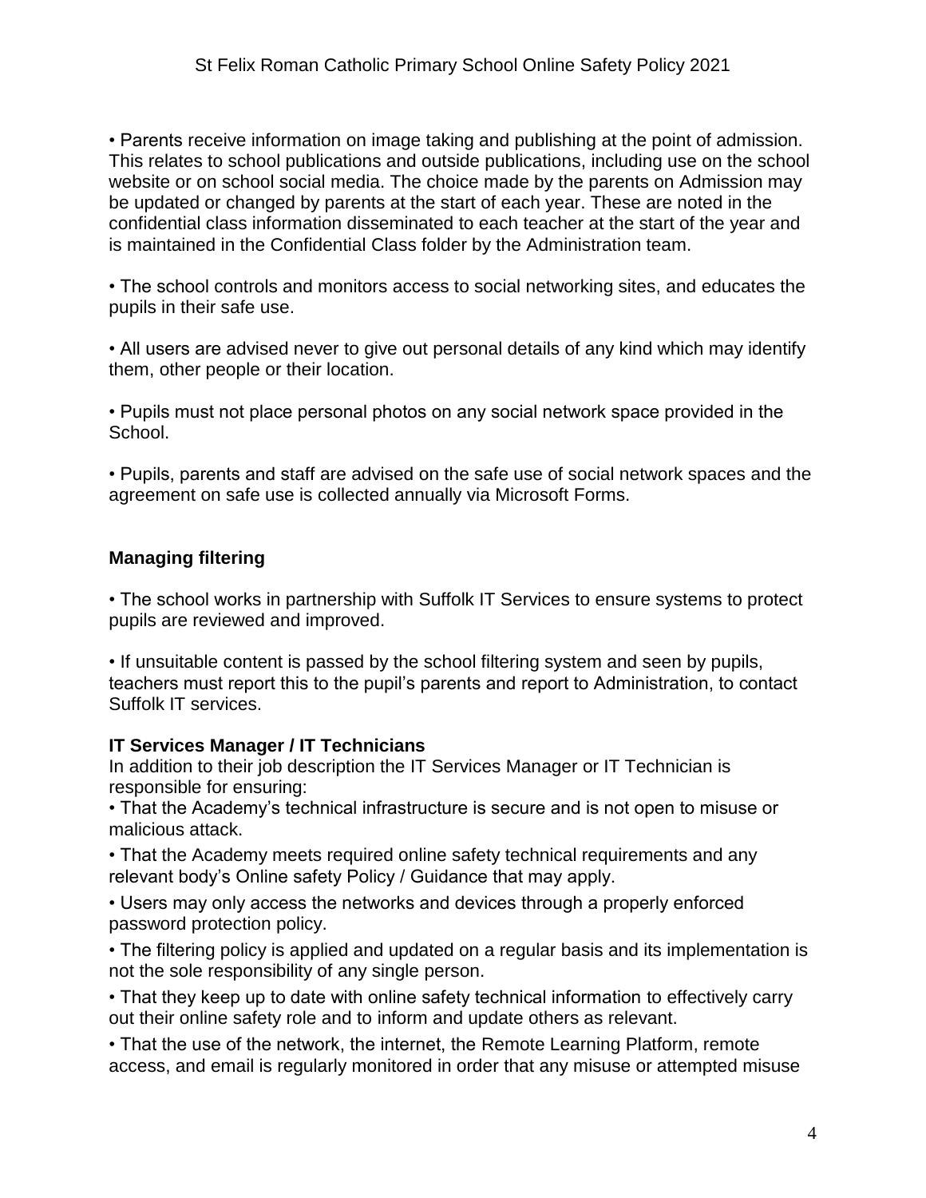• Parents receive information on image taking and publishing at the point of admission. This relates to school publications and outside publications, including use on the school website or on school social media. The choice made by the parents on Admission may be updated or changed by parents at the start of each year. These are noted in the confidential class information disseminated to each teacher at the start of the year and is maintained in the Confidential Class folder by the Administration team.

• The school controls and monitors access to social networking sites, and educates the pupils in their safe use.

• All users are advised never to give out personal details of any kind which may identify them, other people or their location.

• Pupils must not place personal photos on any social network space provided in the School.

• Pupils, parents and staff are advised on the safe use of social network spaces and the agreement on safe use is collected annually via Microsoft Forms.

## Managing filtering

• The school works in partnership with Suffolk IT Services to ensure systems to protect pupils are reviewed and improved.

• If unsuitable content is passed by the school filtering system and seen by pupils, teachers must report this to the pupil's parents and report to Administration, to contact Suffolk IT services.

## IT Services Manager / IT Technicians

In addition to their job description the IT Services Manager or IT Technician is responsible for ensuring:

• That the Academy's technical infrastructure is secure and is not open to misuse or malicious attack.

• That the Academy meets required online safety technical requirements and any relevant body's Online safety Policy / Guidance that may apply.

• Users may only access the networks and devices through a properly enforced password protection policy.

• The filtering policy is applied and updated on a regular basis and its implementation is not the sole responsibility of any single person.

• That they keep up to date with online safety technical information to effectively carry out their online safety role and to inform and update others as relevant.

• That the use of the network, the internet, the Remote Learning Platform, remote access, and email is regularly monitored in order that any misuse or attempted misuse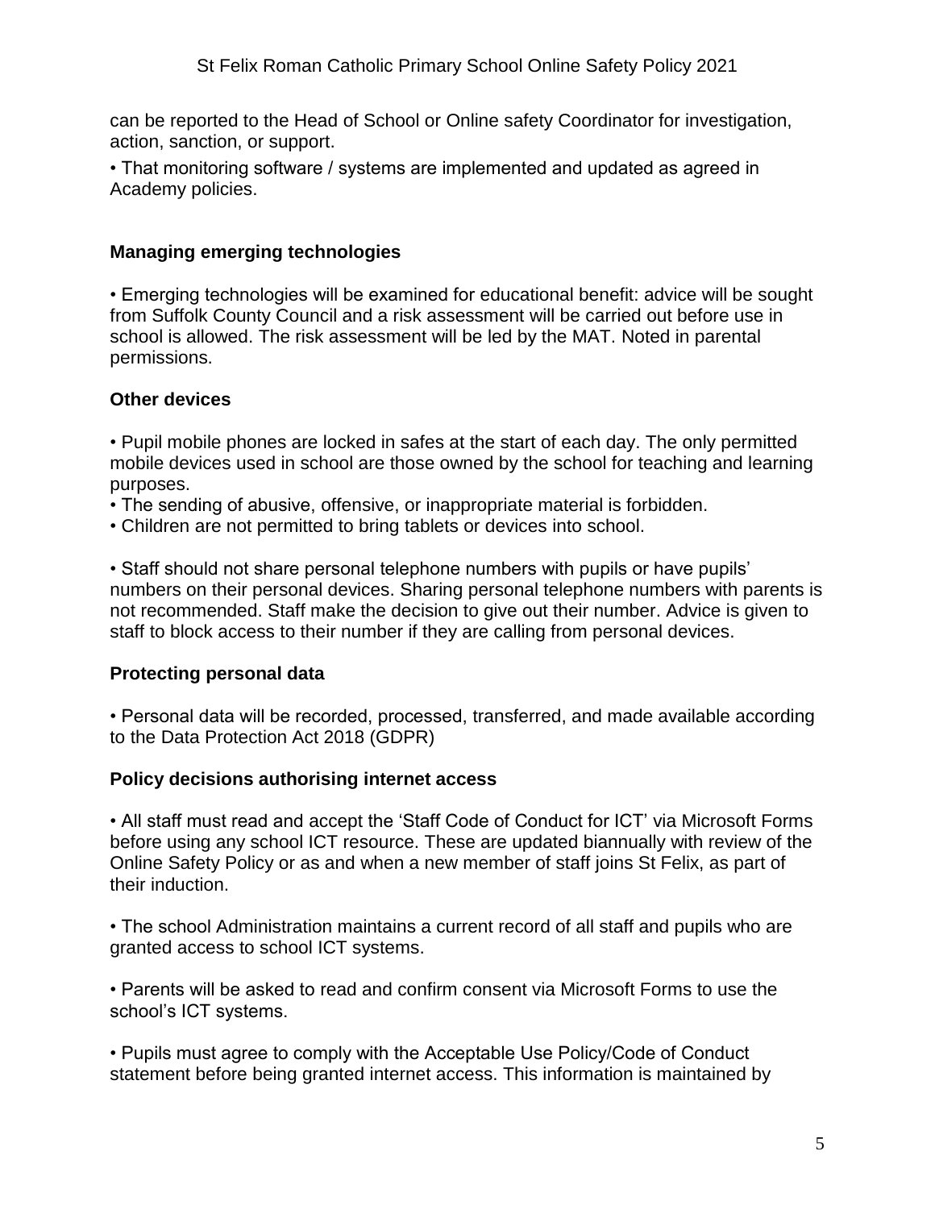can be reported to the Head of School or Online safety Coordinator for investigation, action, sanction, or support.

• That monitoring software / systems are implemented and updated as agreed in Academy policies.

### Managing emerging technologies

• Emerging technologies will be examined for educational benefit: advice will be sought from Suffolk County Council and a risk assessment will be carried out before use in school is allowed. The risk assessment will be led by the MAT. Noted in parental permissions.

### Other devices

• Pupil mobile phones are locked in safes at the start of each day. The only permitted mobile devices used in school are those owned by the school for teaching and learning purposes.
• The sending of abusive, offensive, or inappropriate material is forbidden.
• Children are not permitted to bring tablets or devices into school.

• Staff should not share personal telephone numbers with pupils or have pupils' numbers on their personal devices. Sharing personal telephone numbers with parents is not recommended. Staff make the decision to give out their number. Advice is given to staff to block access to their number if they are calling from personal devices.

### Protecting personal data

• Personal data will be recorded, processed, transferred, and made available according to the Data Protection Act 2018 (GDPR)

### Policy decisions authorising internet access

• All staff must read and accept the 'Staff Code of Conduct for ICT' via Microsoft Forms before using any school ICT resource. These are updated biannually with review of the Online Safety Policy or as and when a new member of staff joins St Felix, as part of their induction.

• The school Administration maintains a current record of all staff and pupils who are granted access to school ICT systems.

• Parents will be asked to read and confirm consent via Microsoft Forms to use the school's ICT systems.

• Pupils must agree to comply with the Acceptable Use Policy/Code of Conduct statement before being granted internet access. This information is maintained by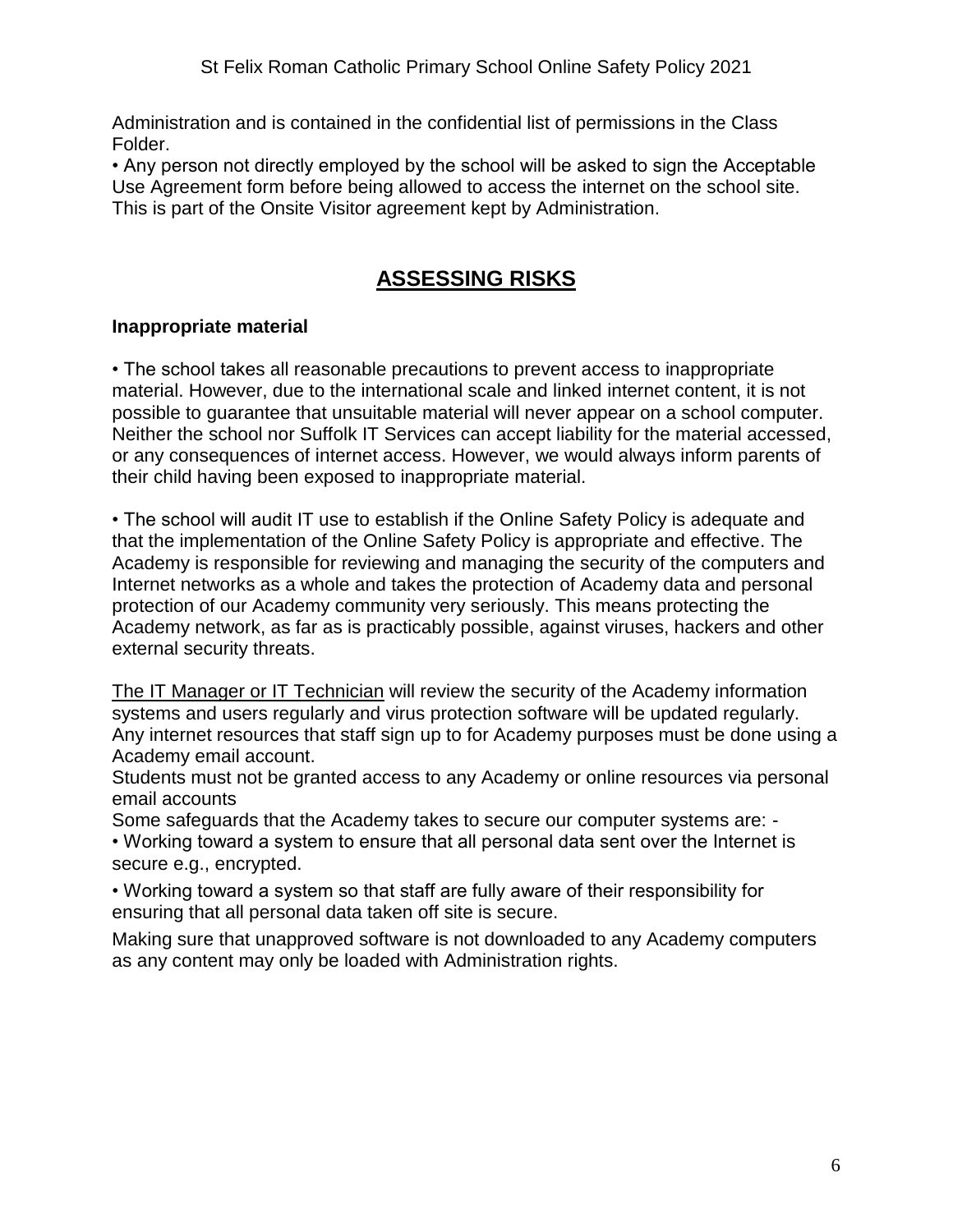Administration and is contained in the confidential list of permissions in the Class Folder.

• Any person not directly employed by the school will be asked to sign the Acceptable Use Agreement form before being allowed to access the internet on the school site. This is part of the Onsite Visitor agreement kept by Administration.

## ASSESSING RISKS

**Inappropriate material**

• The school takes all reasonable precautions to prevent access to inappropriate material. However, due to the international scale and linked internet content, it is not possible to guarantee that unsuitable material will never appear on a school computer. Neither the school nor Suffolk IT Services can accept liability for the material accessed, or any consequences of internet access. However, we would always inform parents of their child having been exposed to inappropriate material.

• The school will audit IT use to establish if the Online Safety Policy is adequate and that the implementation of the Online Safety Policy is appropriate and effective. The Academy is responsible for reviewing and managing the security of the computers and Internet networks as a whole and takes the protection of Academy data and personal protection of our Academy community very seriously. This means protecting the Academy network, as far as is practicably possible, against viruses, hackers and other external security threats.

The IT Manager or IT Technician will review the security of the Academy information systems and users regularly and virus protection software will be updated regularly. Any internet resources that staff sign up to for Academy purposes must be done using a Academy email account.

Students must not be granted access to any Academy or online resources via personal email accounts

Some safeguards that the Academy takes to secure our computer systems are: -

• Working toward a system to ensure that all personal data sent over the Internet is secure e.g., encrypted.

• Working toward a system so that staff are fully aware of their responsibility for ensuring that all personal data taken off site is secure.

Making sure that unapproved software is not downloaded to any Academy computers as any content may only be loaded with Administration rights.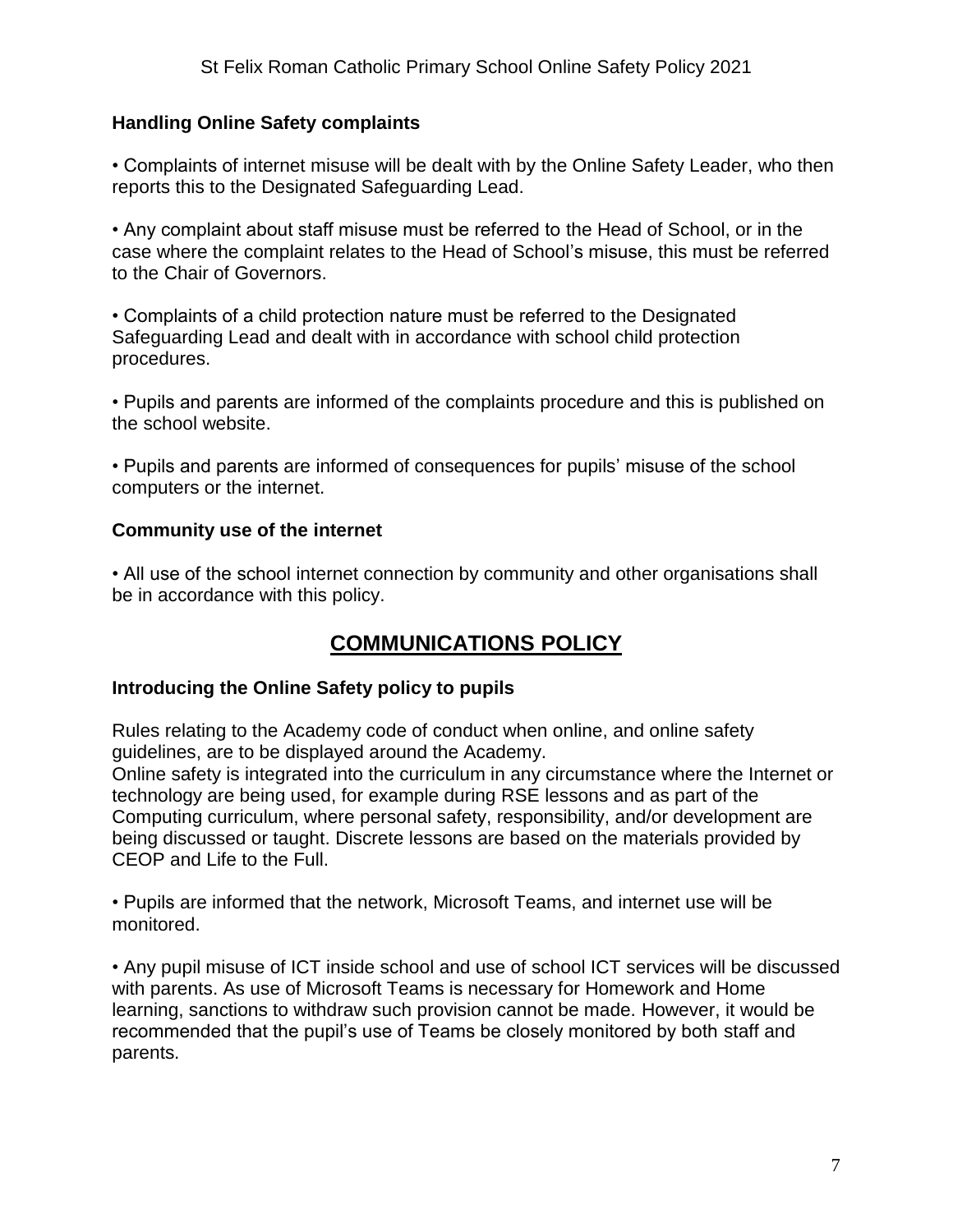### Handling Online Safety complaints

• Complaints of internet misuse will be dealt with by the Online Safety Leader, who then reports this to the Designated Safeguarding Lead.

• Any complaint about staff misuse must be referred to the Head of School, or in the case where the complaint relates to the Head of School's misuse, this must be referred to the Chair of Governors.

• Complaints of a child protection nature must be referred to the Designated Safeguarding Lead and dealt with in accordance with school child protection procedures.

• Pupils and parents are informed of the complaints procedure and this is published on the school website.

• Pupils and parents are informed of consequences for pupils' misuse of the school computers or the internet.

### Community use of the internet

• All use of the school internet connection by community and other organisations shall be in accordance with this policy.

## COMMUNICATIONS POLICY

### Introducing the Online Safety policy to pupils

Rules relating to the Academy code of conduct when online, and online safety guidelines, are to be displayed around the Academy.
Online safety is integrated into the curriculum in any circumstance where the Internet or technology are being used, for example during RSE lessons and as part of the Computing curriculum, where personal safety, responsibility, and/or development are being discussed or taught. Discrete lessons are based on the materials provided by CEOP and Life to the Full.

• Pupils are informed that the network, Microsoft Teams, and internet use will be monitored.

• Any pupil misuse of ICT inside school and use of school ICT services will be discussed with parents. As use of Microsoft Teams is necessary for Homework and Home learning, sanctions to withdraw such provision cannot be made. However, it would be recommended that the pupil's use of Teams be closely monitored by both staff and parents.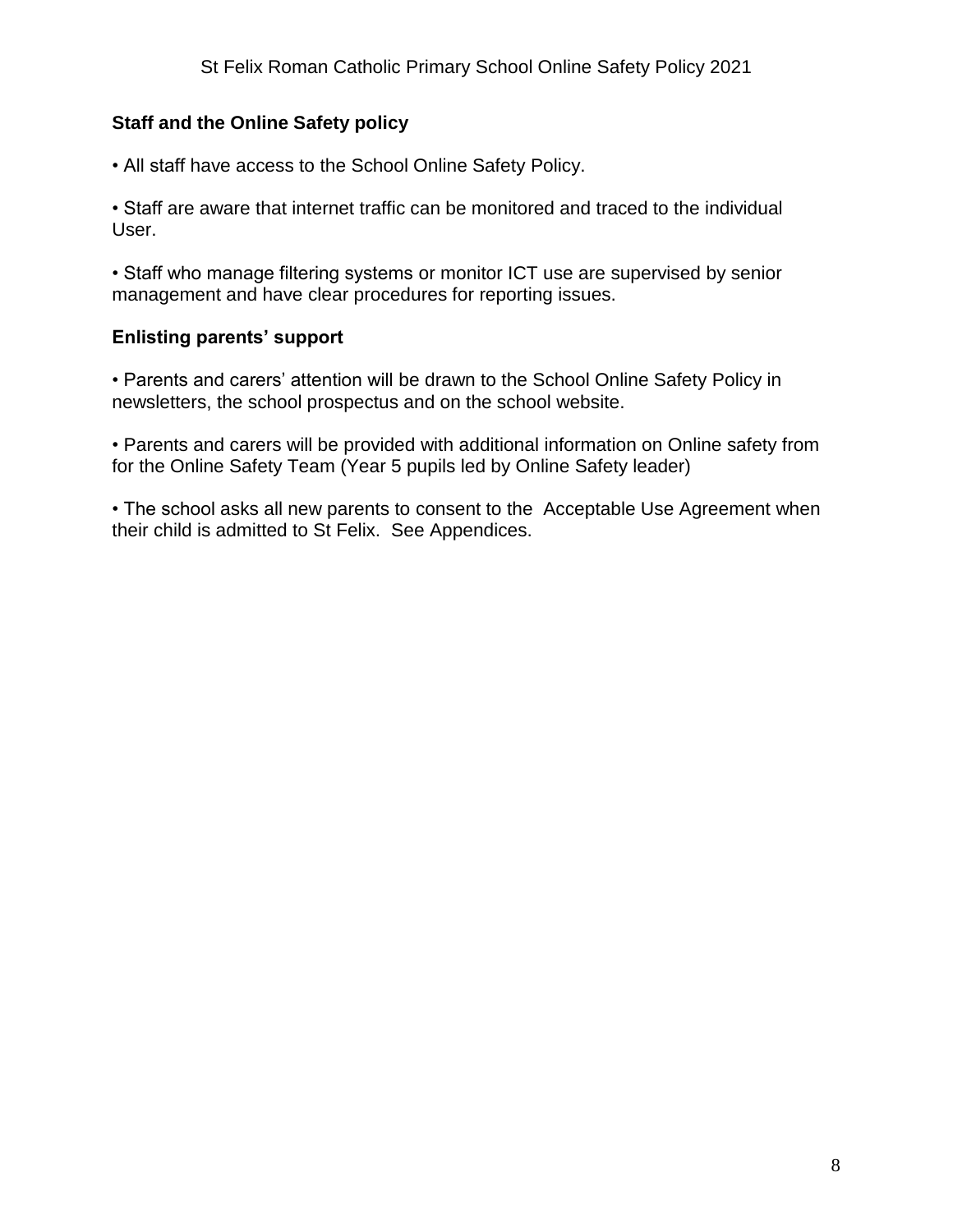## Staff and the Online Safety policy

• All staff have access to the School Online Safety Policy.

• Staff are aware that internet traffic can be monitored and traced to the individual User.

• Staff who manage filtering systems or monitor ICT use are supervised by senior management and have clear procedures for reporting issues.

## Enlisting parents' support

• Parents and carers' attention will be drawn to the School Online Safety Policy in newsletters, the school prospectus and on the school website.

• Parents and carers will be provided with additional information on Online safety from for the Online Safety Team (Year 5 pupils led by Online Safety leader)

• The school asks all new parents to consent to the Acceptable Use Agreement when their child is admitted to St Felix. See Appendices.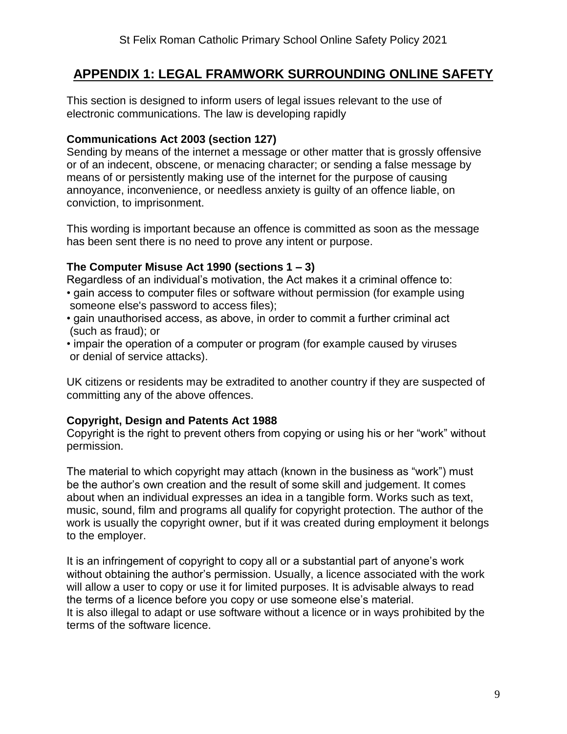## APPENDIX 1: LEGAL FRAMWORK SURROUNDING ONLINE SAFETY

This section is designed to inform users of legal issues relevant to the use of electronic communications. The law is developing rapidly

**Communications Act 2003 (section 127)**
Sending by means of the internet a message or other matter that is grossly offensive or of an indecent, obscene, or menacing character; or sending a false message by means of or persistently making use of the internet for the purpose of causing annoyance, inconvenience, or needless anxiety is guilty of an offence liable, on conviction, to imprisonment.

This wording is important because an offence is committed as soon as the message has been sent there is no need to prove any intent or purpose.

**The Computer Misuse Act 1990 (sections 1 – 3)**
Regardless of an individual's motivation, the Act makes it a criminal offence to:

- gain access to computer files or software without permission (for example using someone else's password to access files);
- gain unauthorised access, as above, in order to commit a further criminal act (such as fraud); or
- impair the operation of a computer or program (for example caused by viruses or denial of service attacks).

UK citizens or residents may be extradited to another country if they are suspected of committing any of the above offences.

**Copyright, Design and Patents Act 1988**
Copyright is the right to prevent others from copying or using his or her "work" without permission.

The material to which copyright may attach (known in the business as "work") must be the author's own creation and the result of some skill and judgement. It comes about when an individual expresses an idea in a tangible form. Works such as text, music, sound, film and programs all qualify for copyright protection. The author of the work is usually the copyright owner, but if it was created during employment it belongs to the employer.

It is an infringement of copyright to copy all or a substantial part of anyone's work without obtaining the author's permission. Usually, a licence associated with the work will allow a user to copy or use it for limited purposes. It is advisable always to read the terms of a licence before you copy or use someone else's material.
It is also illegal to adapt or use software without a licence or in ways prohibited by the terms of the software licence.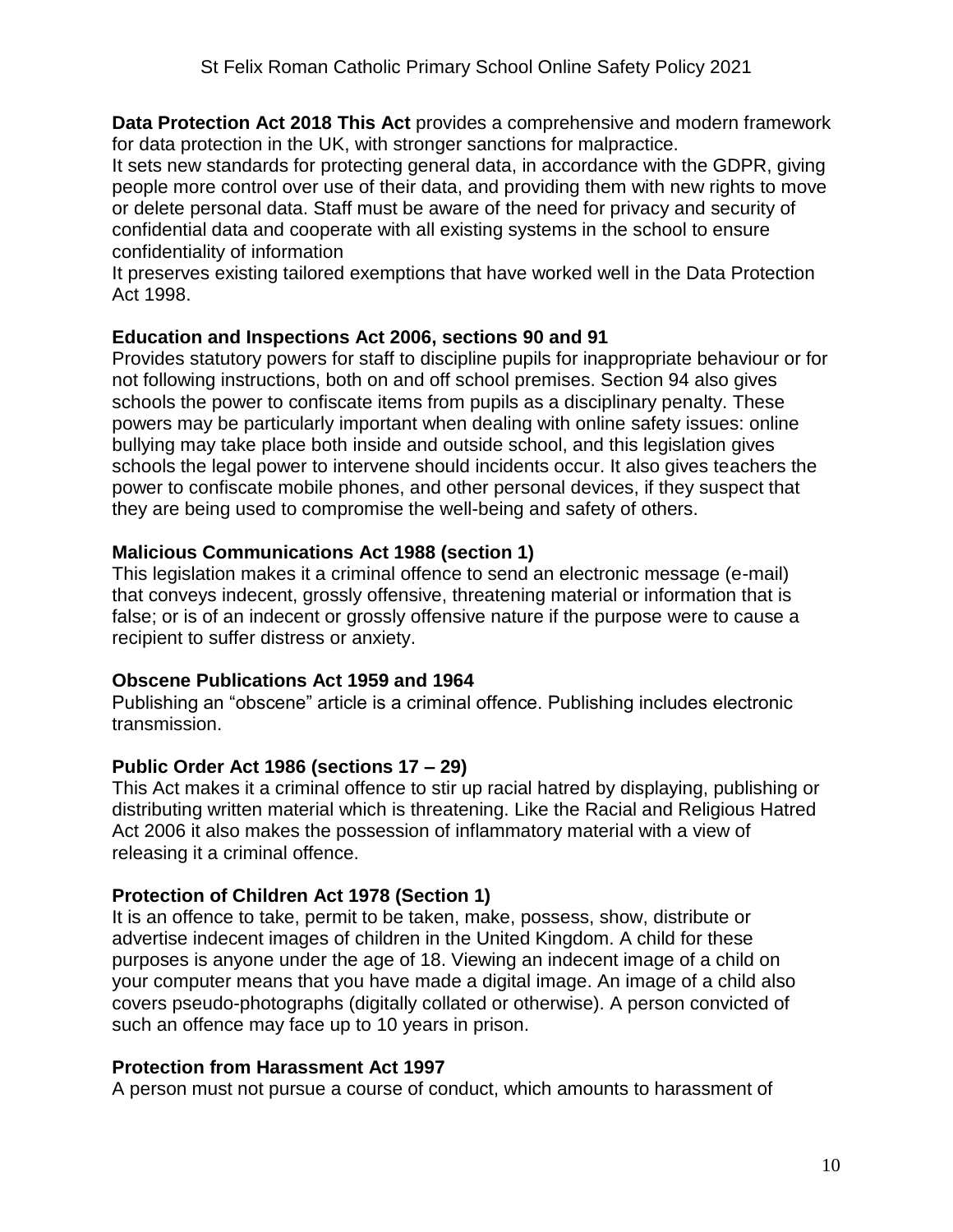**Data Protection Act 2018 This Act** provides a comprehensive and modern framework for data protection in the UK, with stronger sanctions for malpractice.

It sets new standards for protecting general data, in accordance with the GDPR, giving people more control over use of their data, and providing them with new rights to move or delete personal data. Staff must be aware of the need for privacy and security of confidential data and cooperate with all existing systems in the school to ensure confidentiality of information

It preserves existing tailored exemptions that have worked well in the Data Protection Act 1998.

**Education and Inspections Act 2006, sections 90 and 91**

Provides statutory powers for staff to discipline pupils for inappropriate behaviour or for not following instructions, both on and off school premises. Section 94 also gives schools the power to confiscate items from pupils as a disciplinary penalty. These powers may be particularly important when dealing with online safety issues: online bullying may take place both inside and outside school, and this legislation gives schools the legal power to intervene should incidents occur. It also gives teachers the power to confiscate mobile phones, and other personal devices, if they suspect that they are being used to compromise the well-being and safety of others.

**Malicious Communications Act 1988 (section 1)**

This legislation makes it a criminal offence to send an electronic message (e-mail) that conveys indecent, grossly offensive, threatening material or information that is false; or is of an indecent or grossly offensive nature if the purpose were to cause a recipient to suffer distress or anxiety.

**Obscene Publications Act 1959 and 1964**

Publishing an "obscene" article is a criminal offence. Publishing includes electronic transmission.

**Public Order Act 1986 (sections 17 – 29)**

This Act makes it a criminal offence to stir up racial hatred by displaying, publishing or distributing written material which is threatening. Like the Racial and Religious Hatred Act 2006 it also makes the possession of inflammatory material with a view of releasing it a criminal offence.

**Protection of Children Act 1978 (Section 1)**

It is an offence to take, permit to be taken, make, possess, show, distribute or advertise indecent images of children in the United Kingdom. A child for these purposes is anyone under the age of 18. Viewing an indecent image of a child on your computer means that you have made a digital image. An image of a child also covers pseudo-photographs (digitally collated or otherwise). A person convicted of such an offence may face up to 10 years in prison.

**Protection from Harassment Act 1997**

A person must not pursue a course of conduct, which amounts to harassment of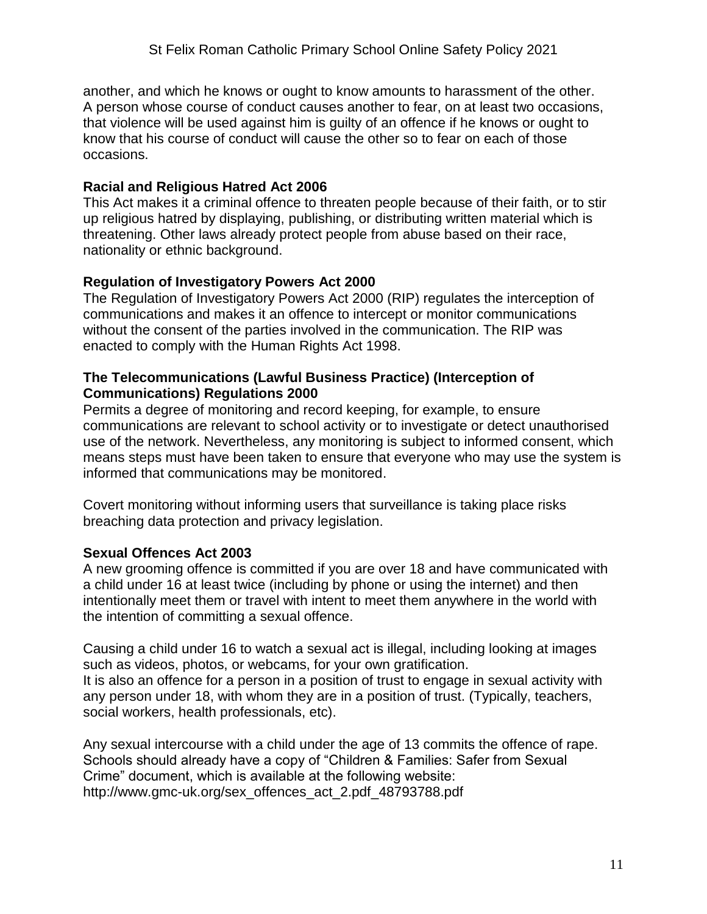another, and which he knows or ought to know amounts to harassment of the other. A person whose course of conduct causes another to fear, on at least two occasions, that violence will be used against him is guilty of an offence if he knows or ought to know that his course of conduct will cause the other so to fear on each of those occasions.

**Racial and Religious Hatred Act 2006**

This Act makes it a criminal offence to threaten people because of their faith, or to stir up religious hatred by displaying, publishing, or distributing written material which is threatening. Other laws already protect people from abuse based on their race, nationality or ethnic background.

**Regulation of Investigatory Powers Act 2000**

The Regulation of Investigatory Powers Act 2000 (RIP) regulates the interception of communications and makes it an offence to intercept or monitor communications without the consent of the parties involved in the communication. The RIP was enacted to comply with the Human Rights Act 1998.

**The Telecommunications (Lawful Business Practice) (Interception of Communications) Regulations 2000**

Permits a degree of monitoring and record keeping, for example, to ensure communications are relevant to school activity or to investigate or detect unauthorised use of the network. Nevertheless, any monitoring is subject to informed consent, which means steps must have been taken to ensure that everyone who may use the system is informed that communications may be monitored.

Covert monitoring without informing users that surveillance is taking place risks breaching data protection and privacy legislation.

**Sexual Offences Act 2003**

A new grooming offence is committed if you are over 18 and have communicated with a child under 16 at least twice (including by phone or using the internet) and then intentionally meet them or travel with intent to meet them anywhere in the world with the intention of committing a sexual offence.

Causing a child under 16 to watch a sexual act is illegal, including looking at images such as videos, photos, or webcams, for your own gratification.
It is also an offence for a person in a position of trust to engage in sexual activity with any person under 18, with whom they are in a position of trust. (Typically, teachers, social workers, health professionals, etc).

Any sexual intercourse with a child under the age of 13 commits the offence of rape. Schools should already have a copy of "Children & Families: Safer from Sexual Crime" document, which is available at the following website:
http://www.gmc-uk.org/sex_offences_act_2.pdf_48793788.pdf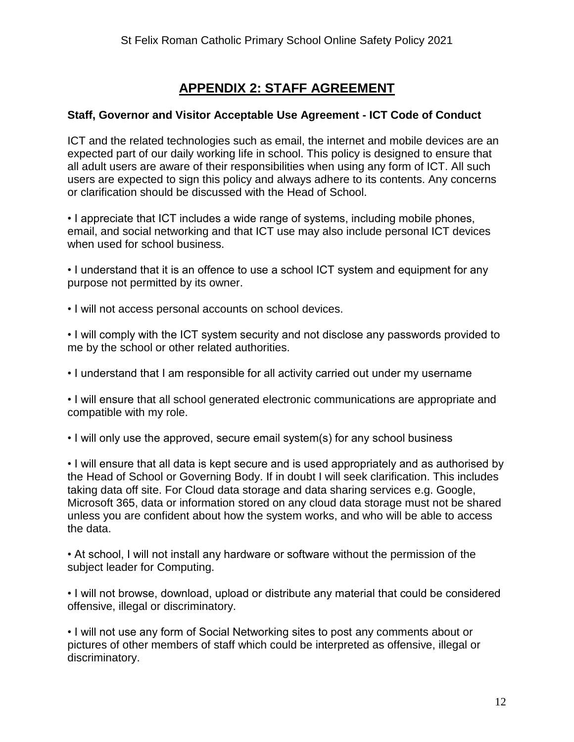## APPENDIX 2: STAFF AGREEMENT

**Staff, Governor and Visitor Acceptable Use Agreement - ICT Code of Conduct**

ICT and the related technologies such as email, the internet and mobile devices are an expected part of our daily working life in school. This policy is designed to ensure that all adult users are aware of their responsibilities when using any form of ICT. All such users are expected to sign this policy and always adhere to its contents. Any concerns or clarification should be discussed with the Head of School.

• I appreciate that ICT includes a wide range of systems, including mobile phones, email, and social networking and that ICT use may also include personal ICT devices when used for school business.

• I understand that it is an offence to use a school ICT system and equipment for any purpose not permitted by its owner.

• I will not access personal accounts on school devices.

• I will comply with the ICT system security and not disclose any passwords provided to me by the school or other related authorities.

• I understand that I am responsible for all activity carried out under my username

• I will ensure that all school generated electronic communications are appropriate and compatible with my role.

• I will only use the approved, secure email system(s) for any school business

• I will ensure that all data is kept secure and is used appropriately and as authorised by the Head of School or Governing Body. If in doubt I will seek clarification. This includes taking data off site. For Cloud data storage and data sharing services e.g. Google, Microsoft 365, data or information stored on any cloud data storage must not be shared unless you are confident about how the system works, and who will be able to access the data.

• At school, I will not install any hardware or software without the permission of the subject leader for Computing.

• I will not browse, download, upload or distribute any material that could be considered offensive, illegal or discriminatory.

• I will not use any form of Social Networking sites to post any comments about or pictures of other members of staff which could be interpreted as offensive, illegal or discriminatory.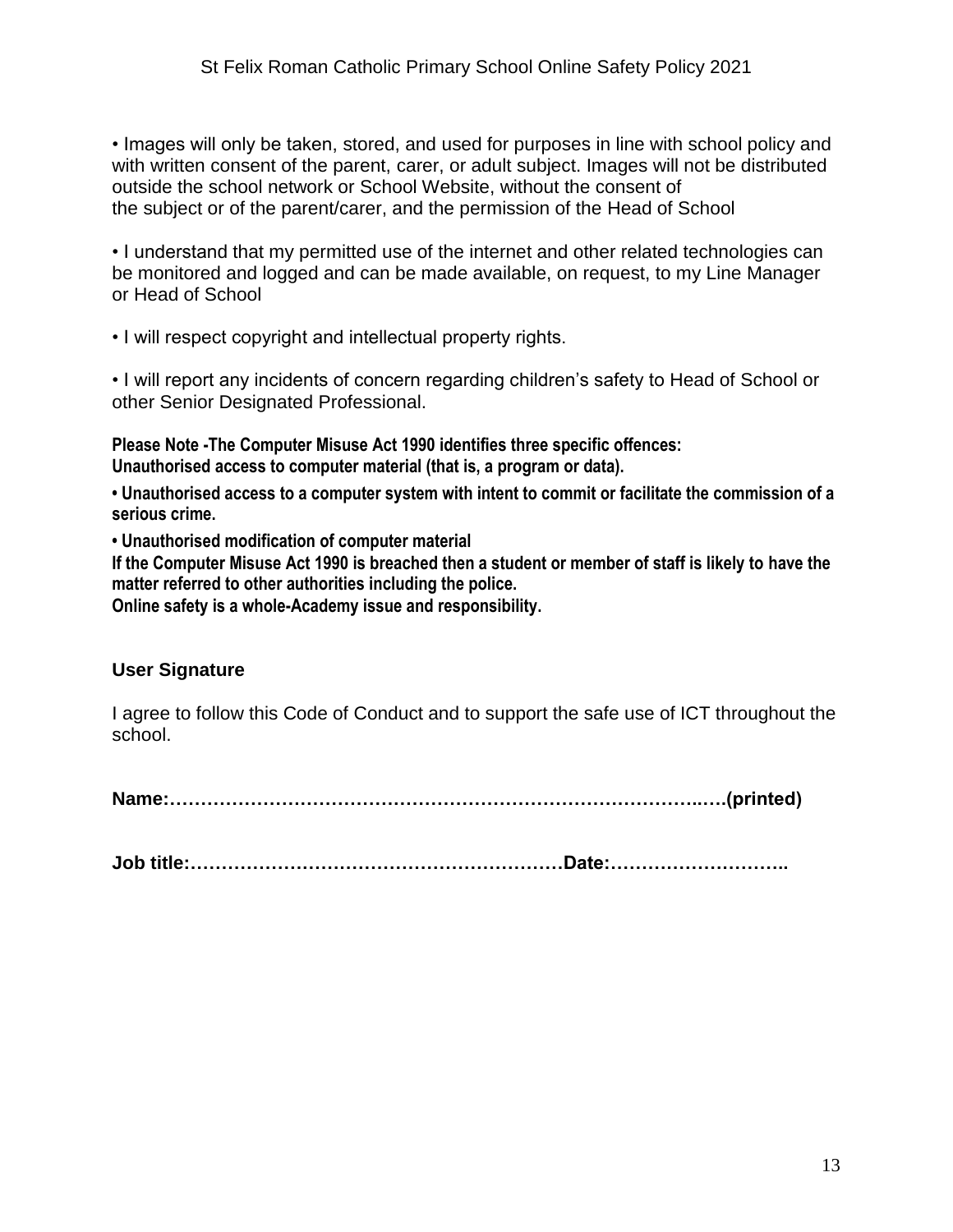• Images will only be taken, stored, and used for purposes in line with school policy and with written consent of the parent, carer, or adult subject. Images will not be distributed outside the school network or School Website, without the consent of the subject or of the parent/carer, and the permission of the Head of School

• I understand that my permitted use of the internet and other related technologies can be monitored and logged and can be made available, on request, to my Line Manager or Head of School

• I will respect copyright and intellectual property rights.

• I will report any incidents of concern regarding children's safety to Head of School or other Senior Designated Professional.

**Please Note -The Computer Misuse Act 1990 identifies three specific offences:**
**Unauthorised access to computer material (that is, a program or data).**

**• Unauthorised access to a computer system with intent to commit or facilitate the commission of a serious crime.**

**• Unauthorised modification of computer material**
**If the Computer Misuse Act 1990 is breached then a student or member of staff is likely to have the matter referred to other authorities including the police.**
**Online safety is a whole-Academy issue and responsibility.**

### User Signature

I agree to follow this Code of Conduct and to support the safe use of ICT throughout the school.

**Name:…………………………………………………………………………..….(printed)**

**Job title:……………………………………………………Date:………………………..**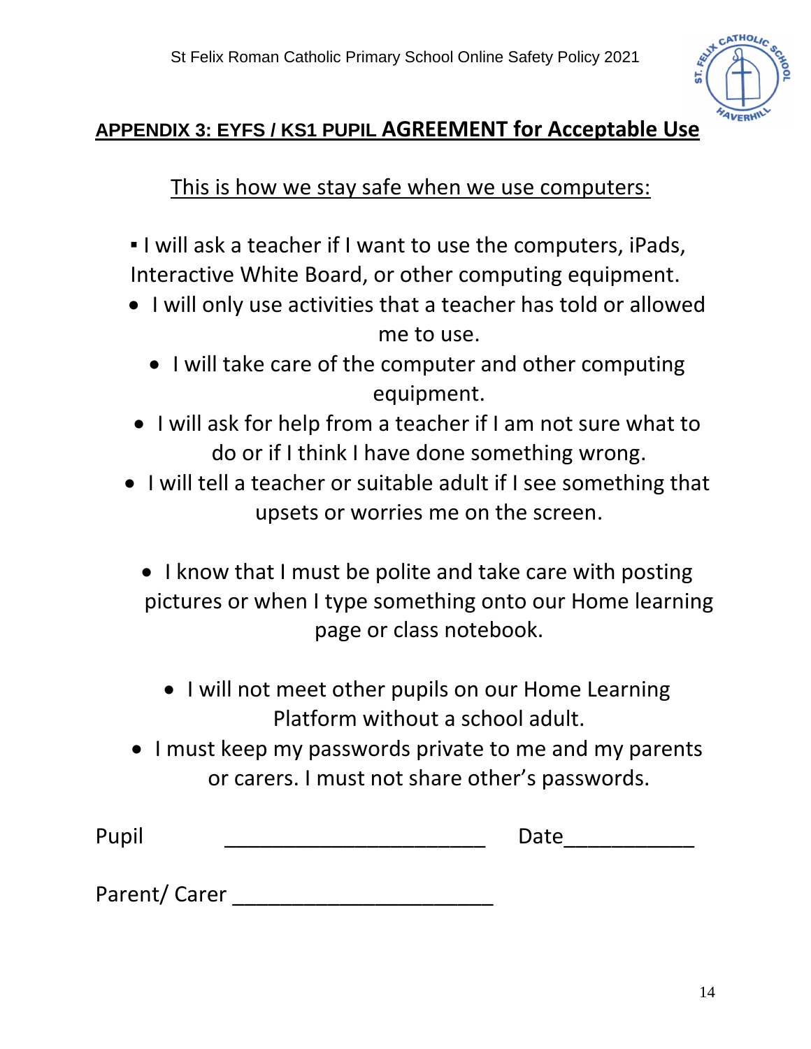## APPENDIX 3: EYFS / KS1 PUPIL AGREEMENT for Acceptable Use

This is how we stay safe when we use computers:

- I will ask a teacher if I want to use the computers, iPads, Interactive White Board, or other computing equipment.
- I will only use activities that a teacher has told or allowed me to use.
- I will take care of the computer and other computing equipment.
- I will ask for help from a teacher if I am not sure what to do or if I think I have done something wrong.
- I will tell a teacher or suitable adult if I see something that upsets or worries me on the screen.
- I know that I must be polite and take care with posting pictures or when I type something onto our Home learning page or class notebook.
- I will not meet other pupils on our Home Learning Platform without a school adult.
- I must keep my passwords private to me and my parents or carers. I must not share other's passwords.

Pupil ______________________ Date___________

Parent/ Carer ______________________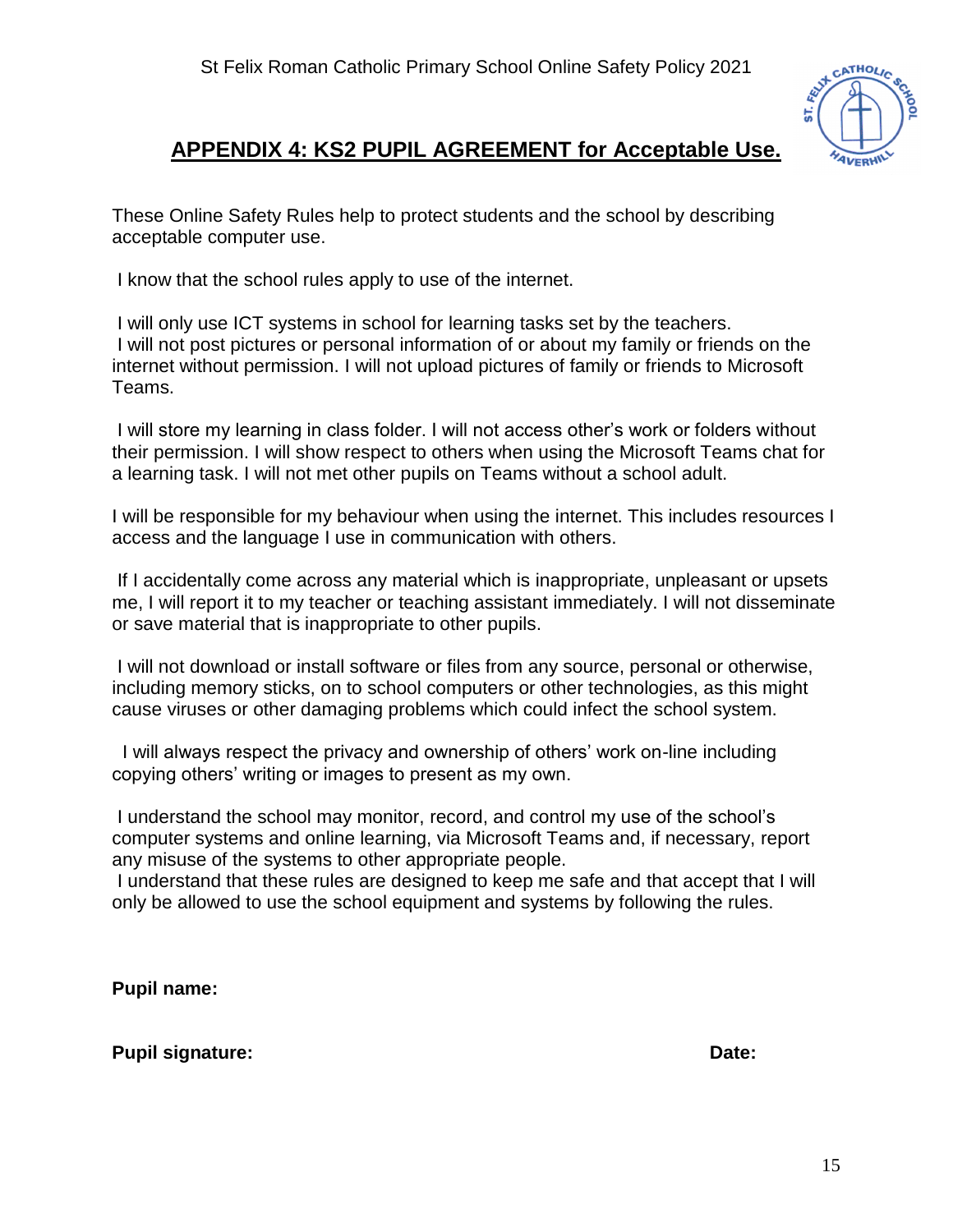## APPENDIX 4: KS2 PUPIL AGREEMENT for Acceptable Use.

These Online Safety Rules help to protect students and the school by describing acceptable computer use.

I know that the school rules apply to use of the internet.

I will only use ICT systems in school for learning tasks set by the teachers. I will not post pictures or personal information of or about my family or friends on the internet without permission. I will not upload pictures of family or friends to Microsoft Teams.

I will store my learning in class folder. I will not access other's work or folders without their permission. I will show respect to others when using the Microsoft Teams chat for a learning task. I will not met other pupils on Teams without a school adult.

I will be responsible for my behaviour when using the internet. This includes resources I access and the language I use in communication with others.

If I accidentally come across any material which is inappropriate, unpleasant or upsets me, I will report it to my teacher or teaching assistant immediately. I will not disseminate or save material that is inappropriate to other pupils.

I will not download or install software or files from any source, personal or otherwise, including memory sticks, on to school computers or other technologies, as this might cause viruses or other damaging problems which could infect the school system.

I will always respect the privacy and ownership of others' work on-line including copying others' writing or images to present as my own.

I understand the school may monitor, record, and control my use of the school's computer systems and online learning, via Microsoft Teams and, if necessary, report any misuse of the systems to other appropriate people. I understand that these rules are designed to keep me safe and that accept that I will only be allowed to use the school equipment and systems by following the rules.

**Pupil name:**

**Pupil signature:** **Date:**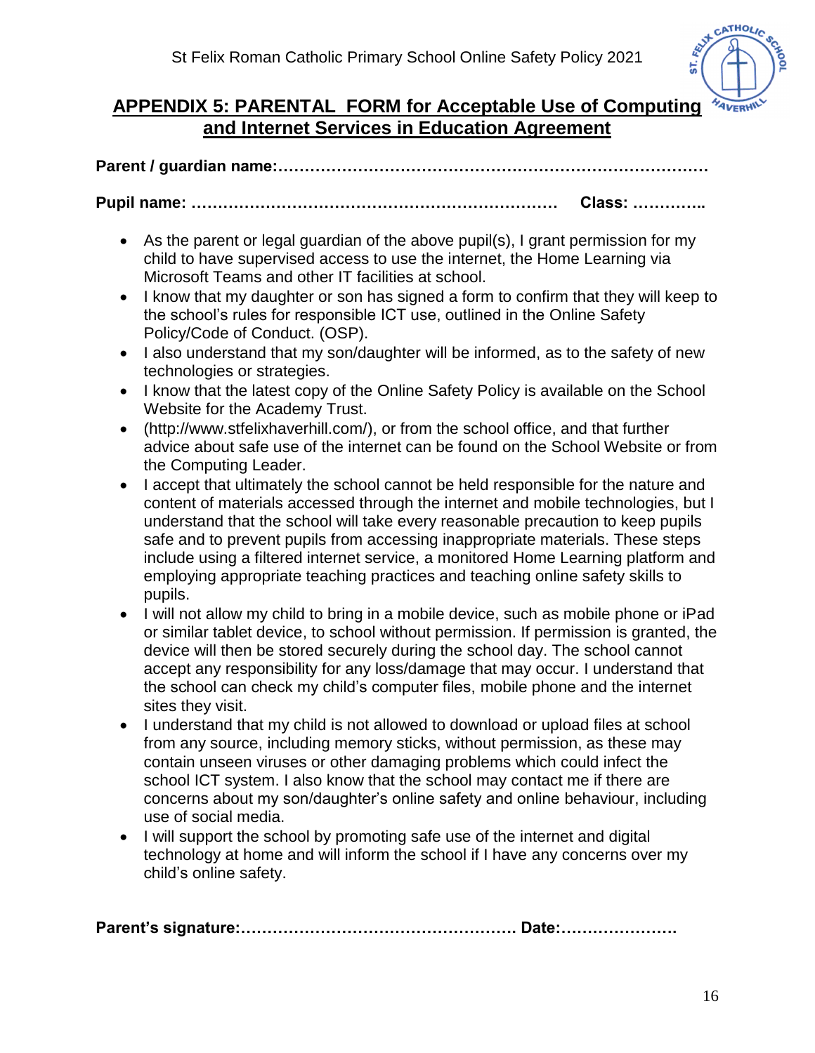## APPENDIX 5: PARENTAL FORM for Acceptable Use of Computing and Internet Services in Education Agreement

**Parent / guardian name:……………………………………………………………………**

**Pupil name: …………………………………………………………… Class: …………..**

- As the parent or legal guardian of the above pupil(s), I grant permission for my child to have supervised access to use the internet, the Home Learning via Microsoft Teams and other IT facilities at school.
- I know that my daughter or son has signed a form to confirm that they will keep to the school's rules for responsible ICT use, outlined in the Online Safety Policy/Code of Conduct. (OSP).
- I also understand that my son/daughter will be informed, as to the safety of new technologies or strategies.
- I know that the latest copy of the Online Safety Policy is available on the School Website for the Academy Trust.
- (http://www.stfelixhaverhill.com/), or from the school office, and that further advice about safe use of the internet can be found on the School Website or from the Computing Leader.
- I accept that ultimately the school cannot be held responsible for the nature and content of materials accessed through the internet and mobile technologies, but I understand that the school will take every reasonable precaution to keep pupils safe and to prevent pupils from accessing inappropriate materials. These steps include using a filtered internet service, a monitored Home Learning platform and employing appropriate teaching practices and teaching online safety skills to pupils.
- I will not allow my child to bring in a mobile device, such as mobile phone or iPad or similar tablet device, to school without permission. If permission is granted, the device will then be stored securely during the school day. The school cannot accept any responsibility for any loss/damage that may occur. I understand that the school can check my child's computer files, mobile phone and the internet sites they visit.
- I understand that my child is not allowed to download or upload files at school from any source, including memory sticks, without permission, as these may contain unseen viruses or other damaging problems which could infect the school ICT system. I also know that the school may contact me if there are concerns about my son/daughter's online safety and online behaviour, including use of social media.
- I will support the school by promoting safe use of the internet and digital technology at home and will inform the school if I have any concerns over my child's online safety.

**Parent's signature:…………………………………………… Date:………………….**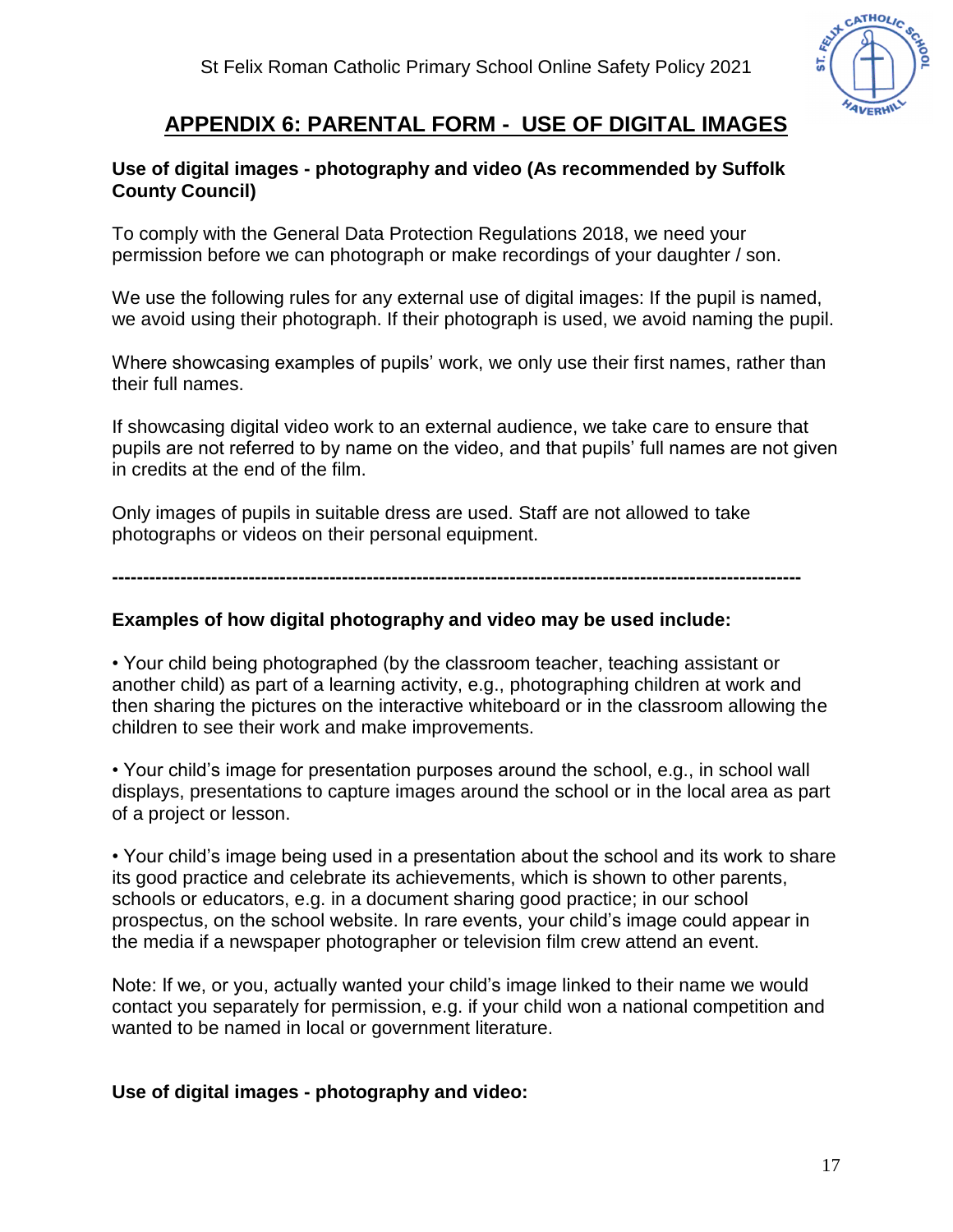## APPENDIX 6: PARENTAL FORM - USE OF DIGITAL IMAGES

**Use of digital images - photography and video (As recommended by Suffolk County Council)**

To comply with the General Data Protection Regulations 2018, we need your permission before we can photograph or make recordings of your daughter / son.

We use the following rules for any external use of digital images: If the pupil is named, we avoid using their photograph. If their photograph is used, we avoid naming the pupil.

Where showcasing examples of pupils' work, we only use their first names, rather than their full names.

If showcasing digital video work to an external audience, we take care to ensure that pupils are not referred to by name on the video, and that pupils' full names are not given in credits at the end of the film.

Only images of pupils in suitable dress are used. Staff are not allowed to take photographs or videos on their personal equipment.

---

**Examples of how digital photography and video may be used include:**

• Your child being photographed (by the classroom teacher, teaching assistant or another child) as part of a learning activity, e.g., photographing children at work and then sharing the pictures on the interactive whiteboard or in the classroom allowing the children to see their work and make improvements.

• Your child's image for presentation purposes around the school, e.g., in school wall displays, presentations to capture images around the school or in the local area as part of a project or lesson.

• Your child's image being used in a presentation about the school and its work to share its good practice and celebrate its achievements, which is shown to other parents, schools or educators, e.g. in a document sharing good practice; in our school prospectus, on the school website. In rare events, your child's image could appear in the media if a newspaper photographer or television film crew attend an event.

Note: If we, or you, actually wanted your child's image linked to their name we would contact you separately for permission, e.g. if your child won a national competition and wanted to be named in local or government literature.

**Use of digital images - photography and video:**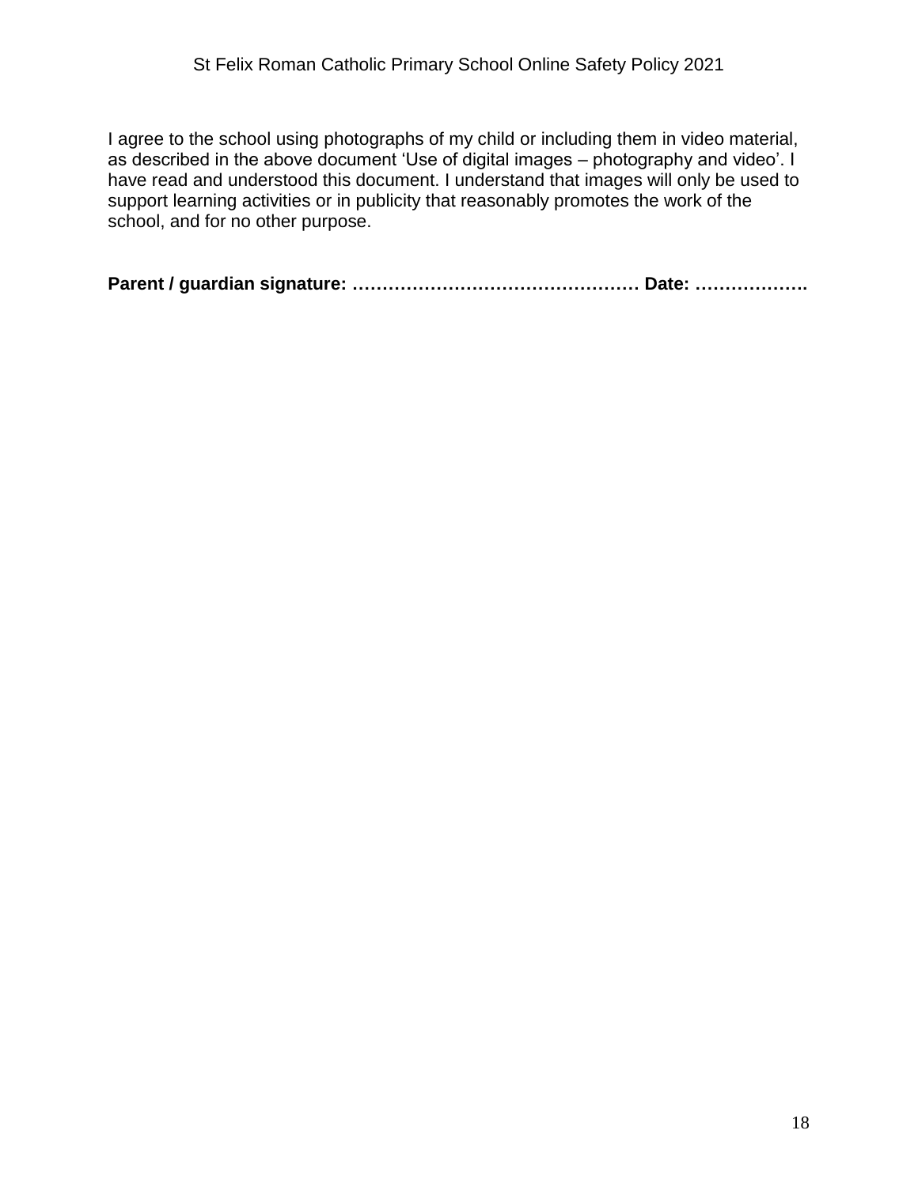I agree to the school using photographs of my child or including them in video material, as described in the above document 'Use of digital images – photography and video'. I have read and understood this document. I understand that images will only be used to support learning activities or in publicity that reasonably promotes the work of the school, and for no other purpose.

**Parent / guardian signature: ………………………………………… Date: ……………….**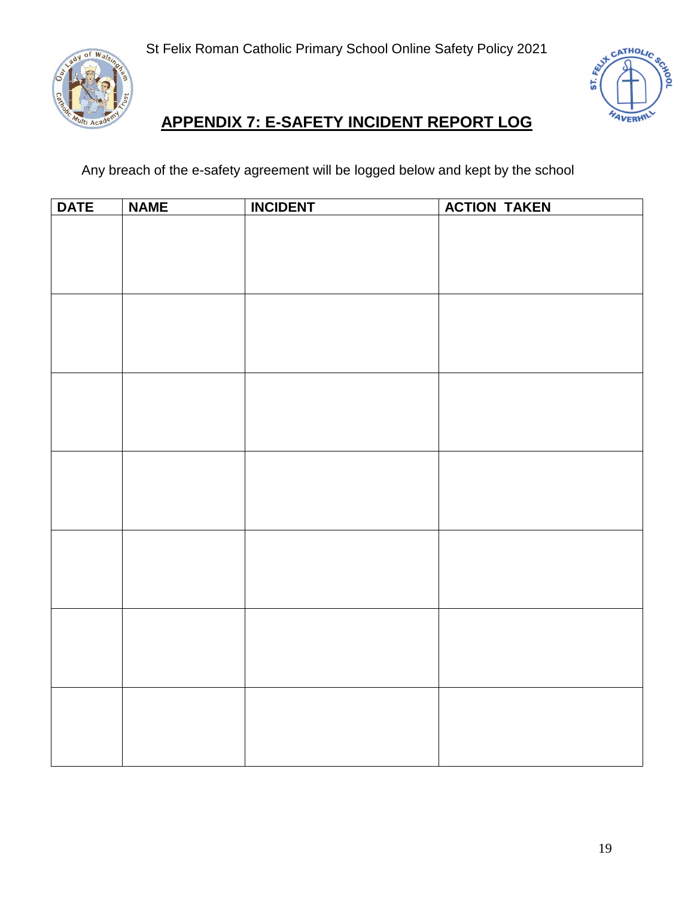## APPENDIX 7: E-SAFETY INCIDENT REPORT LOG

Any breach of the e-safety agreement will be logged below and kept by the school

| DATE | NAME | INCIDENT | ACTION TAKEN |
|---|---|---|---|
| | | | |
| | | | |
| | | | |
| | | | |
| | | | |
| | | | |
| | | | |